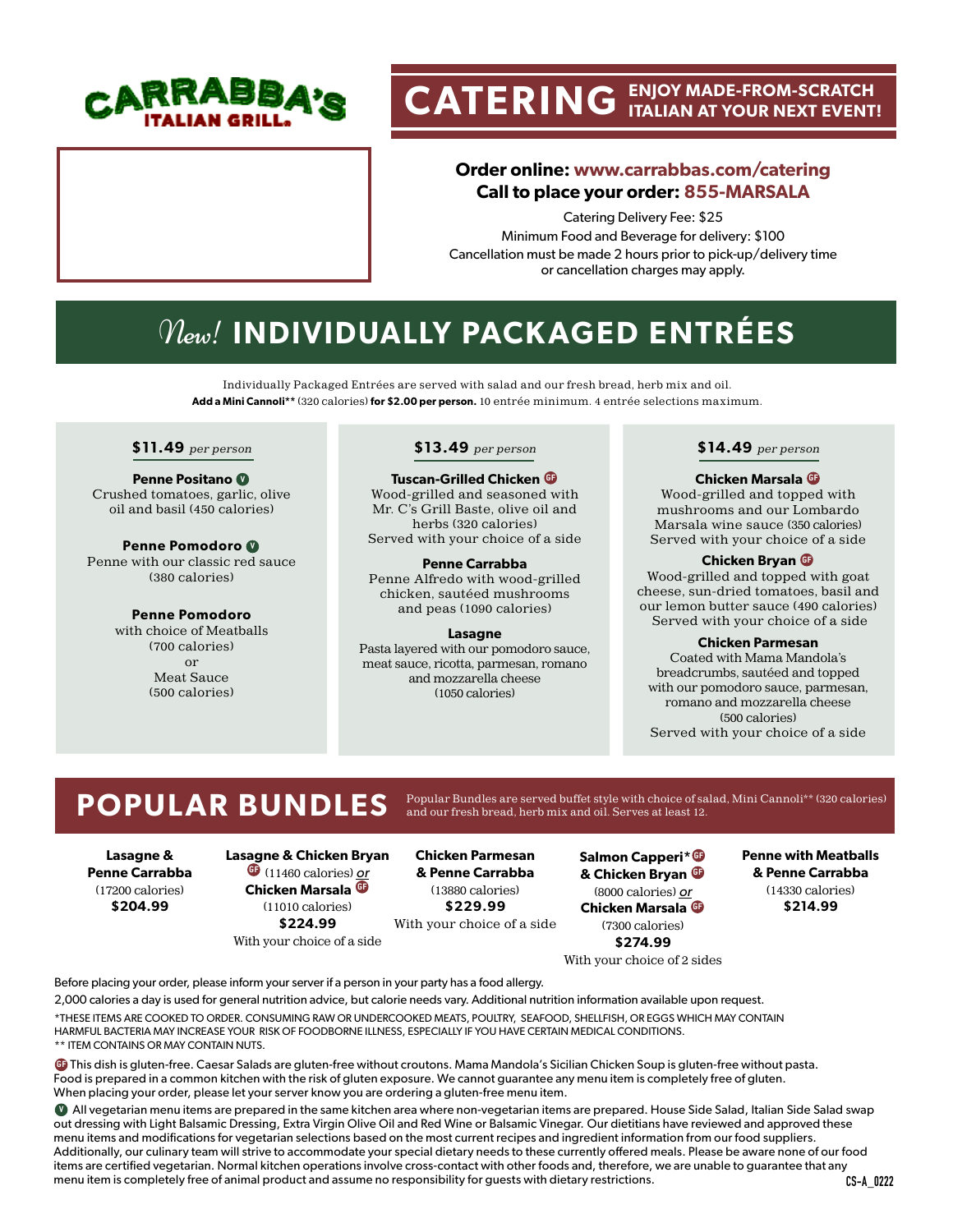# CARRABBA'S ITALIAN GRILL

# CATERING ENJOY MADE-FROM-SCRATCH ITALIAN AT YOUR NEXT EVENT!

**Order online: www.carrabbas.com/catering**
**Call to place your order: 855-MARSALA**

Catering Delivery Fee: $25
Minimum Food and Beverage for delivery: $100
Cancellation must be made 2 hours prior to pick-up/delivery time or cancellation charges may apply.

## *New!* INDIVIDUALLY PACKAGED ENTRÉES

Individually Packaged Entrées are served with salad and our fresh bread, herb mix and oil.
**Add a Mini Cannoli**** (320 calories) **for $2.00 per person.** 10 entrée minimum. 4 entrée selections maximum.

### $11.49 *per person*

**Penne Positano** V
Crushed tomatoes, garlic, olive oil and basil (450 calories)

**Penne Pomodoro** V
Penne with our classic red sauce (380 calories)

**Penne Pomodoro**
with choice of Meatballs (700 calories) or Meat Sauce (500 calories)

### $13.49 *per person*

**Tuscan-Grilled Chicken** GF
Wood-grilled and seasoned with Mr. C's Grill Baste, olive oil and herbs (320 calories)
Served with your choice of a side

**Penne Carrabba**
Penne Alfredo with wood-grilled chicken, sautéed mushrooms and peas (1090 calories)

**Lasagne**
Pasta layered with our pomodoro sauce, meat sauce, ricotta, parmesan, romano and mozzarella cheese (1050 calories)

### $14.49 *per person*

**Chicken Marsala** GF
Wood-grilled and topped with mushrooms and our Lombardo Marsala wine sauce (350 calories)
Served with your choice of a side

**Chicken Bryan** GF
Wood-grilled and topped with goat cheese, sun-dried tomatoes, basil and our lemon butter sauce (490 calories)
Served with your choice of a side

**Chicken Parmesan**
Coated with Mama Mandola's breadcrumbs, sautéed and topped with our pomodoro sauce, parmesan, romano and mozzarella cheese (500 calories)
Served with your choice of a side

## POPULAR BUNDLES

Popular Bundles are served buffet style with choice of salad, Mini Cannoli** (320 calories) and our fresh bread, herb mix and oil. Serves at least 12.

**Lasagne & Penne Carrabba**
(17200 calories)
**$204.99**

**Lasagne & Chicken Bryan** GF (11460 calories) *or* **Chicken Marsala** GF (11010 calories)
**$224.99**
With your choice of a side

**Chicken Parmesan & Penne Carrabba**
(13880 calories)
**$229.99**
With your choice of a side

**Salmon Capperi*** GF **& Chicken Bryan** GF (8000 calories) *or* **Chicken Marsala** GF (7300 calories)
**$274.99**
With your choice of 2 sides

**Penne with Meatballs & Penne Carrabba**
(14330 calories)
**$214.99**

Before placing your order, please inform your server if a person in your party has a food allergy.

2,000 calories a day is used for general nutrition advice, but calorie needs vary. Additional nutrition information available upon request.

*THESE ITEMS ARE COOKED TO ORDER. CONSUMING RAW OR UNDERCOOKED MEATS, POULTRY, SEAFOOD, SHELLFISH, OR EGGS WHICH MAY CONTAIN HARMFUL BACTERIA MAY INCREASE YOUR RISK OF FOODBORNE ILLNESS, ESPECIALLY IF YOU HAVE CERTAIN MEDICAL CONDITIONS.
** ITEM CONTAINS OR MAY CONTAIN NUTS.

GF This dish is gluten-free. Caesar Salads are gluten-free without croutons. Mama Mandola's Sicilian Chicken Soup is gluten-free without pasta. Food is prepared in a common kitchen with the risk of gluten exposure. We cannot guarantee any menu item is completely free of gluten. When placing your order, please let your server know you are ordering a gluten-free menu item.

V All vegetarian menu items are prepared in the same kitchen area where non-vegetarian items are prepared. House Side Salad, Italian Side Salad swap out dressing with Light Balsamic Dressing, Extra Virgin Olive Oil and Red Wine or Balsamic Vinegar. Our dietitians have reviewed and approved these menu items and modifications for vegetarian selections based on the most current recipes and ingredient information from our food suppliers. Additionally, our culinary team will strive to accommodate your special dietary needs to these currently offered meals. Please be aware none of our food items are certified vegetarian. Normal kitchen operations involve cross-contact with other foods and, therefore, we are unable to guarantee that any menu item is completely free of animal product and assume no responsibility for guests with dietary restrictions.

CS-A_0222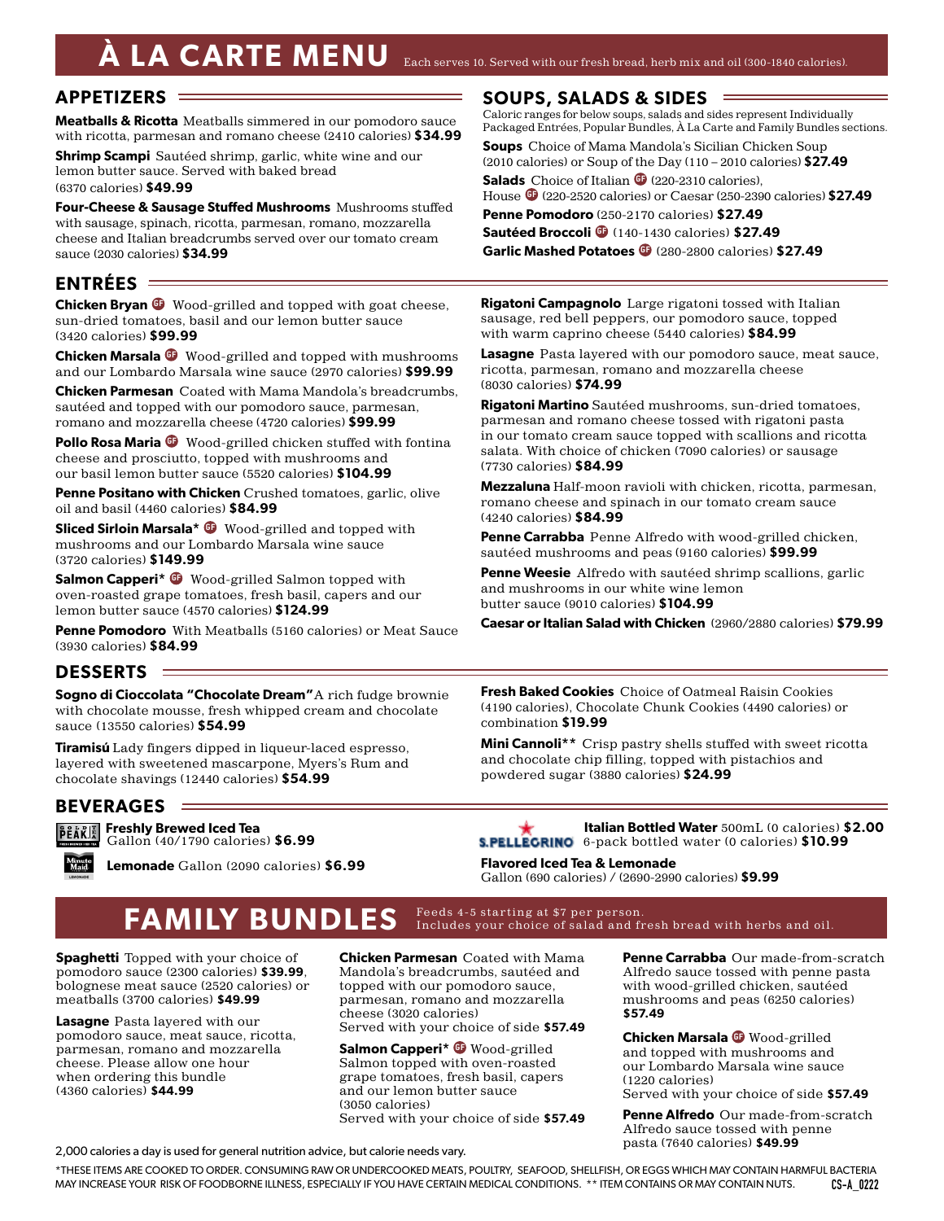# À LA CARTE MENU

Each serves 10. Served with our fresh bread, herb mix and oil (300-1840 calories).

## APPETIZERS

**Meatballs & Ricotta** Meatballs simmered in our pomodoro sauce with ricotta, parmesan and romano cheese (2410 calories) **$34.99**

**Shrimp Scampi** Sautéed shrimp, garlic, white wine and our lemon butter sauce. Served with baked bread (6370 calories) **$49.99**

**Four-Cheese & Sausage Stuffed Mushrooms** Mushrooms stuffed with sausage, spinach, ricotta, parmesan, romano, mozzarella cheese and Italian breadcrumbs served over our tomato cream sauce (2030 calories) **$34.99**

## SOUPS, SALADS & SIDES

Caloric ranges for below soups, salads and sides represent Individually Packaged Entrées, Popular Bundles, À La Carte and Family Bundles sections.

**Soups** Choice of Mama Mandola's Sicilian Chicken Soup (2010 calories) or Soup of the Day (110 – 2010 calories) **$27.49**

**Salads** Choice of Italian GF (220-2310 calories), House GF (220-2520 calories) or Caesar (250-2390 calories) **$27.49**

**Penne Pomodoro** (250-2170 calories) **$27.49**

**Sautéed Broccoli** GF (140-1430 calories) **$27.49**

**Garlic Mashed Potatoes** GF (280-2800 calories) **$27.49**

## ENTRÉES

**Chicken Bryan** GF Wood-grilled and topped with goat cheese, sun-dried tomatoes, basil and our lemon butter sauce (3420 calories) **$99.99**

**Chicken Marsala** GF Wood-grilled and topped with mushrooms and our Lombardo Marsala wine sauce (2970 calories) **$99.99**

**Chicken Parmesan** Coated with Mama Mandola's breadcrumbs, sautéed and topped with our pomodoro sauce, parmesan, romano and mozzarella cheese (4720 calories) **$99.99**

**Pollo Rosa Maria** GF Wood-grilled chicken stuffed with fontina cheese and prosciutto, topped with mushrooms and our basil lemon butter sauce (5520 calories) **$104.99**

**Penne Positano with Chicken** Crushed tomatoes, garlic, olive oil and basil (4460 calories) **$84.99**

**Sliced Sirloin Marsala*** GF Wood-grilled and topped with mushrooms and our Lombardo Marsala wine sauce (3720 calories) **$149.99**

**Salmon Capperi*** GF Wood-grilled Salmon topped with oven-roasted grape tomatoes, fresh basil, capers and our lemon butter sauce (4570 calories) **$124.99**

**Penne Pomodoro** With Meatballs (5160 calories) or Meat Sauce (3930 calories) **$84.99**

**Rigatoni Campagnolo** Large rigatoni tossed with Italian sausage, red bell peppers, our pomodoro sauce, topped with warm caprino cheese (5440 calories) **$84.99**

**Lasagne** Pasta layered with our pomodoro sauce, meat sauce, ricotta, parmesan, romano and mozzarella cheese (8030 calories) **$74.99**

**Rigatoni Martino** Sautéed mushrooms, sun-dried tomatoes, parmesan and romano cheese tossed with rigatoni pasta in our tomato cream sauce topped with scallions and ricotta salata. With choice of chicken (7090 calories) or sausage (7730 calories) **$84.99**

**Mezzaluna** Half-moon ravioli with chicken, ricotta, parmesan, romano cheese and spinach in our tomato cream sauce (4240 calories) **$84.99**

**Penne Carrabba** Penne Alfredo with wood-grilled chicken, sautéed mushrooms and peas (9160 calories) **$99.99**

**Penne Weesie** Alfredo with sautéed shrimp scallions, garlic and mushrooms in our white wine lemon butter sauce (9010 calories) **$104.99**

**Caesar or Italian Salad with Chicken** (2960/2880 calories) **$79.99**

## DESSERTS

**Sogno di Cioccolata "Chocolate Dream"** A rich fudge brownie with chocolate mousse, fresh whipped cream and chocolate sauce (13550 calories) **$54.99**

**Tiramisú** Lady fingers dipped in liqueur-laced espresso, layered with sweetened mascarpone, Myers's Rum and chocolate shavings (12440 calories) **$54.99**

**Fresh Baked Cookies** Choice of Oatmeal Raisin Cookies (4190 calories), Chocolate Chunk Cookies (4490 calories) or combination **$19.99**

**Mini Cannoli**** Crisp pastry shells stuffed with sweet ricotta and chocolate chip filling, topped with pistachios and powdered sugar (3880 calories) **$24.99**

## BEVERAGES

**Freshly Brewed Iced Tea** Gallon (40/1790 calories) **$6.99**

**Lemonade** Gallon (2090 calories) **$6.99**

**Italian Bottled Water** 500mL (0 calories) **$2.00**
6-pack bottled water (0 calories) **$10.99**

**Flavored Iced Tea & Lemonade** Gallon (690 calories) / (2690-2990 calories) **$9.99**

# FAMILY BUNDLES

Feeds 4-5 starting at $7 per person. Includes your choice of salad and fresh bread with herbs and oil.

**Spaghetti** Topped with your choice of pomodoro sauce (2300 calories) **$39.99**, bolognese meat sauce (2520 calories) or meatballs (3700 calories) **$49.99**

**Lasagne** Pasta layered with our pomodoro sauce, meat sauce, ricotta, parmesan, romano and mozzarella cheese. Please allow one hour when ordering this bundle (4360 calories) **$44.99**

**Chicken Parmesan** Coated with Mama Mandola's breadcrumbs, sautéed and topped with our pomodoro sauce, parmesan, romano and mozzarella cheese (3020 calories) Served with your choice of side **$57.49**

**Salmon Capperi*** GF Wood-grilled Salmon topped with oven-roasted grape tomatoes, fresh basil, capers and our lemon butter sauce (3050 calories) Served with your choice of side **$57.49**

**Penne Carrabba** Our made-from-scratch Alfredo sauce tossed with penne pasta with wood-grilled chicken, sautéed mushrooms and peas (6250 calories) **$57.49**

**Chicken Marsala** GF Wood-grilled and topped with mushrooms and our Lombardo Marsala wine sauce (1220 calories) Served with your choice of side **$57.49**

**Penne Alfredo** Our made-from-scratch Alfredo sauce tossed with penne pasta (7640 calories) **$49.99**

2,000 calories a day is used for general nutrition advice, but calorie needs vary.

*THESE ITEMS ARE COOKED TO ORDER. CONSUMING RAW OR UNDERCOOKED MEATS, POULTRY, SEAFOOD, SHELLFISH, OR EGGS WHICH MAY CONTAIN HARMFUL BACTERIA MAY INCREASE YOUR RISK OF FOODBORNE ILLNESS, ESPECIALLY IF YOU HAVE CERTAIN MEDICAL CONDITIONS. ** ITEM CONTAINS OR MAY CONTAIN NUTS.

CS-A_0222